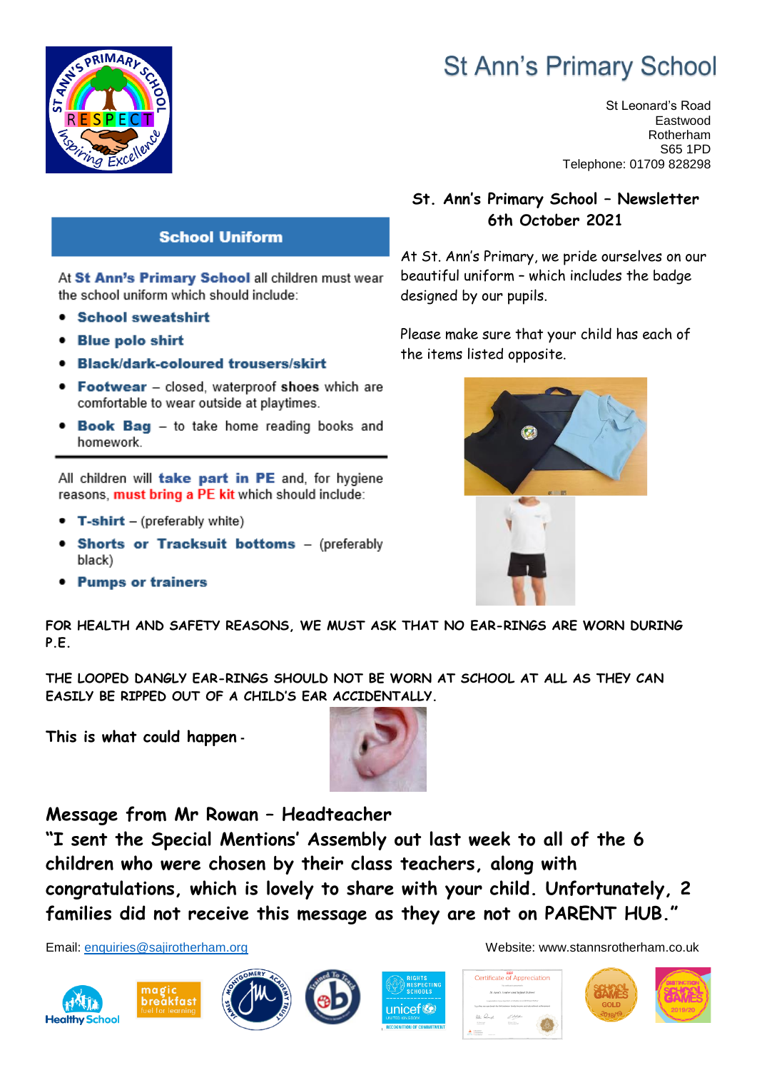# St Ann's Primary School

St Leonard's Road
Eastwood
Rotherham
S65 1PD
Telephone: 01709 828298

## St. Ann's Primary School – Newsletter 6th October 2021

At St. Ann's Primary, we pride ourselves on our beautiful uniform – which includes the badge designed by our pupils.

Please make sure that your child has each of the items listed opposite.

### School Uniform

At **St Ann's Primary School** all children must wear the school uniform which should include:

- **School sweatshirt**
- **Blue polo shirt**
- **Black/dark-coloured trousers/skirt**
- **Footwear** – closed, waterproof **shoes** which are comfortable to wear outside at playtimes.
- **Book Bag** – to take home reading books and homework.

---

All children will **take part in PE** and, for hygiene reasons, **must bring a PE kit** which should include:

- **T-shirt** – (preferably white)
- **Shorts or Tracksuit bottoms** – (preferably black)
- **Pumps or trainers**

FOR HEALTH AND SAFETY REASONS, WE MUST ASK THAT NO EAR-RINGS ARE WORN DURING P.E.

THE LOOPED DANGLY EAR-RINGS SHOULD NOT BE WORN AT SCHOOL AT ALL AS THEY CAN EASILY BE RIPPED OUT OF A CHILD'S EAR ACCIDENTALLY.

This is what could happen -

## Message from Mr Rowan – Headteacher

**"I sent the Special Mentions' Assembly out last week to all of the 6 children who were chosen by their class teachers, along with congratulations, which is lovely to share with your child. Unfortunately, 2 families did not receive this message as they are not on PARENT HUB."**

Email: enquiries@sajirotherham.org

Website: www.stannsrotherham.co.uk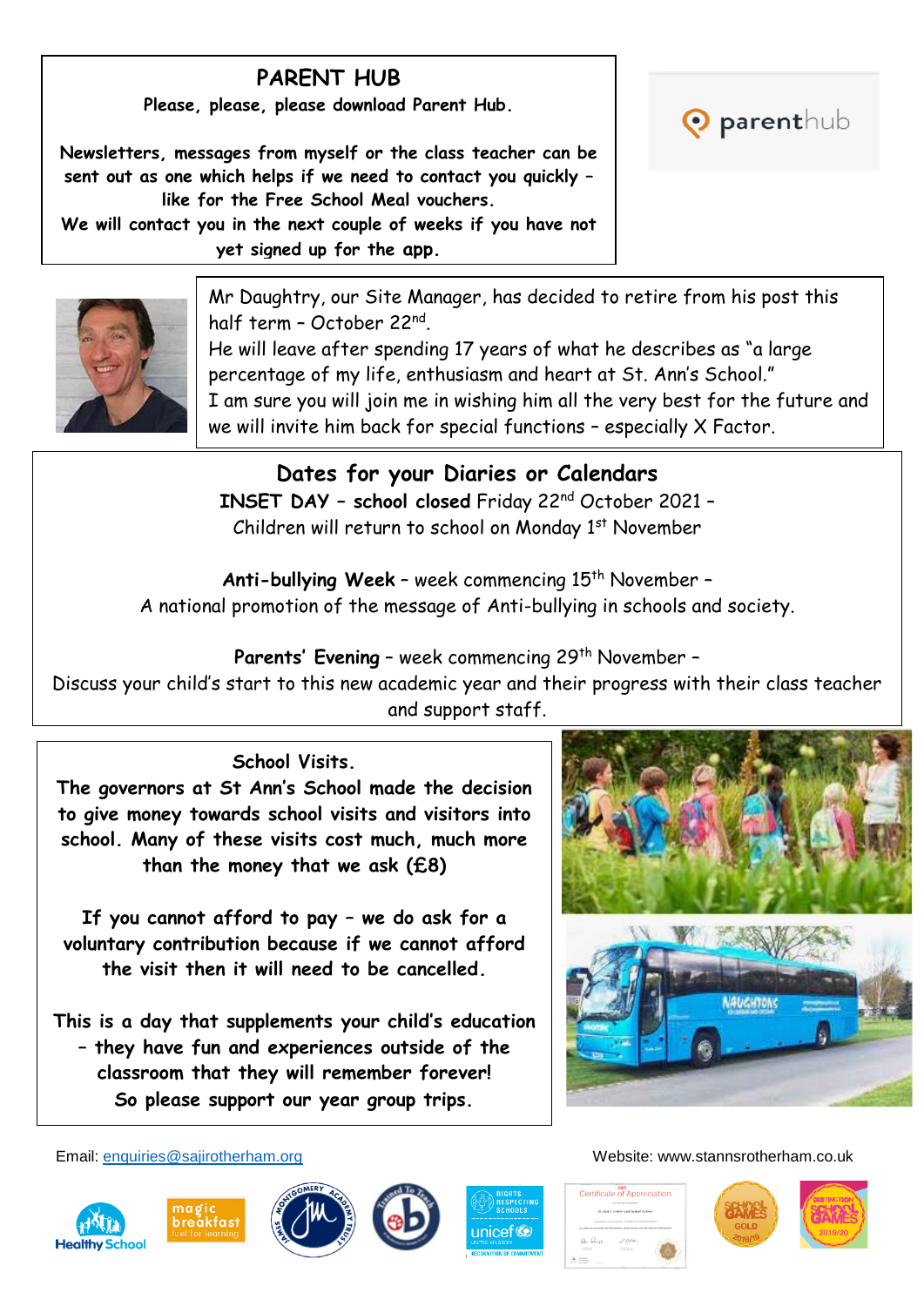## PARENT HUB

**Please, please, please download Parent Hub.**

**Newsletters, messages from myself or the class teacher can be sent out as one which helps if we need to contact you quickly – like for the Free School Meal vouchers.**
**We will contact you in the next couple of weeks if you have not yet signed up for the app.**

Mr Daughtry, our Site Manager, has decided to retire from his post this half term – October 22nd.
He will leave after spending 17 years of what he describes as "a large percentage of my life, enthusiasm and heart at St. Ann's School."
I am sure you will join me in wishing him all the very best for the future and we will invite him back for special functions – especially X Factor.

## Dates for your Diaries or Calendars

**INSET DAY – school closed** Friday 22nd October 2021 –
Children will return to school on Monday 1st November

**Anti-bullying Week** – week commencing 15th November –
A national promotion of the message of Anti-bullying in schools and society.

**Parents' Evening** – week commencing 29th November –
Discuss your child's start to this new academic year and their progress with their class teacher and support staff.

## School Visits.

**The governors at St Ann's School made the decision to give money towards school visits and visitors into school. Many of these visits cost much, much more than the money that we ask (£8)**

**If you cannot afford to pay – we do ask for a voluntary contribution because if we cannot afford the visit then it will need to be cancelled.**

**This is a day that supplements your child's education – they have fun and experiences outside of the classroom that they will remember forever!**
**So please support our year group trips.**

Email: enquiries@sajirotherham.org

Website: www.stannsrotherham.co.uk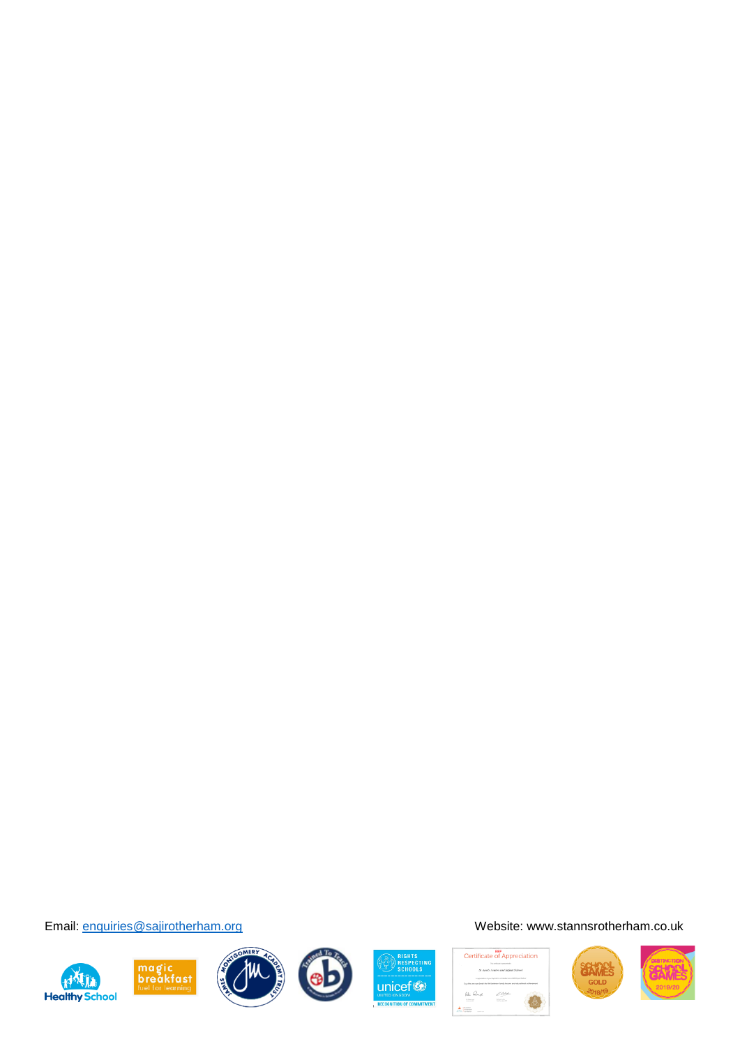Email: enquiries@sajirotherham.org Website: www.stannsrotherham.co.uk